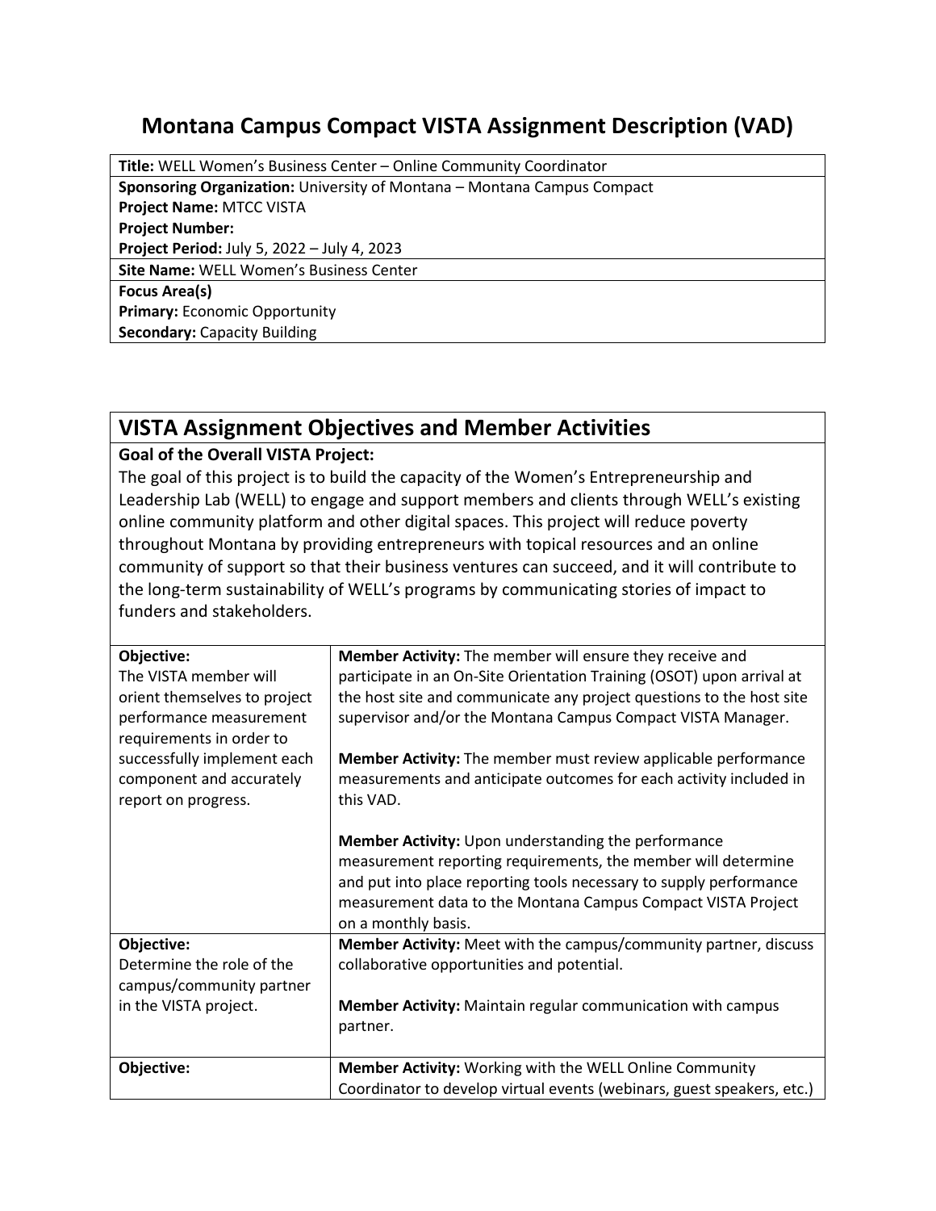# Montana Campus Compact VISTA Assignment Description (VAD)

**Title:** WELL Women's Business Center – Online Community Coordinator
**Sponsoring Organization:** University of Montana – Montana Campus Compact
**Project Name:** MTCC VISTA
**Project Number:**
**Project Period:** July 5, 2022 – July 4, 2023
**Site Name:** WELL Women's Business Center
**Focus Area(s)**
**Primary:** Economic Opportunity
**Secondary:** Capacity Building

## VISTA Assignment Objectives and Member Activities

**Goal of the Overall VISTA Project:**

The goal of this project is to build the capacity of the Women's Entrepreneurship and Leadership Lab (WELL) to engage and support members and clients through WELL's existing online community platform and other digital spaces. This project will reduce poverty throughout Montana by providing entrepreneurs with topical resources and an online community of support so that their business ventures can succeed, and it will contribute to the long-term sustainability of WELL's programs by communicating stories of impact to funders and stakeholders.

| Objective | Member Activities |
| --- | --- |
| **Objective:** The VISTA member will orient themselves to project performance measurement requirements in order to successfully implement each component and accurately report on progress. | **Member Activity:** The member will ensure they receive and participate in an On-Site Orientation Training (OSOT) upon arrival at the host site and communicate any project questions to the host site supervisor and/or the Montana Campus Compact VISTA Manager.<br><br>**Member Activity:** The member must review applicable performance measurements and anticipate outcomes for each activity included in this VAD.<br><br>**Member Activity:** Upon understanding the performance measurement reporting requirements, the member will determine and put into place reporting tools necessary to supply performance measurement data to the Montana Campus Compact VISTA Project on a monthly basis. |
| **Objective:** Determine the role of the campus/community partner in the VISTA project. | **Member Activity:** Meet with the campus/community partner, discuss collaborative opportunities and potential.<br><br>**Member Activity:** Maintain regular communication with campus partner. |
| **Objective:** | **Member Activity:** Working with the WELL Online Community Coordinator to develop virtual events (webinars, guest speakers, etc.) |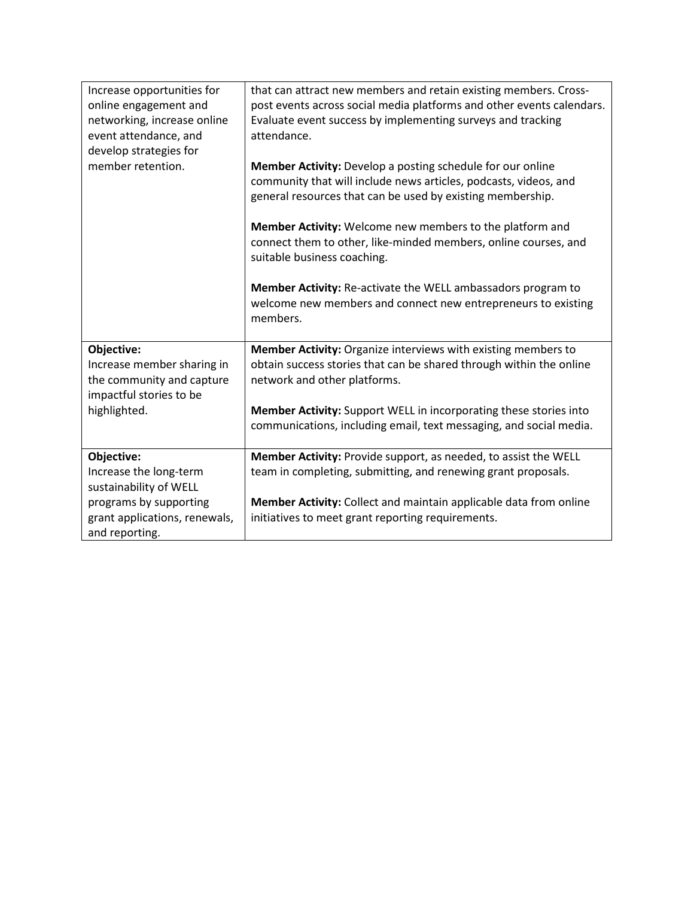| | |
|---|---|
| Increase opportunities for online engagement and networking, increase online event attendance, and develop strategies for member retention. | that can attract new members and retain existing members. Cross-post events across social media platforms and other events calendars. Evaluate event success by implementing surveys and tracking attendance.<br><br>**Member Activity:** Develop a posting schedule for our online community that will include news articles, podcasts, videos, and general resources that can be used by existing membership.<br><br>**Member Activity:** Welcome new members to the platform and connect them to other, like-minded members, online courses, and suitable business coaching.<br><br>**Member Activity:** Re-activate the WELL ambassadors program to welcome new members and connect new entrepreneurs to existing members. |
| **Objective:**<br>Increase member sharing in the community and capture impactful stories to be highlighted. | **Member Activity:** Organize interviews with existing members to obtain success stories that can be shared through within the online network and other platforms.<br><br>**Member Activity:** Support WELL in incorporating these stories into communications, including email, text messaging, and social media. |
| **Objective:**<br>Increase the long-term sustainability of WELL programs by supporting grant applications, renewals, and reporting. | **Member Activity:** Provide support, as needed, to assist the WELL team in completing, submitting, and renewing grant proposals.<br><br>**Member Activity:** Collect and maintain applicable data from online initiatives to meet grant reporting requirements. |